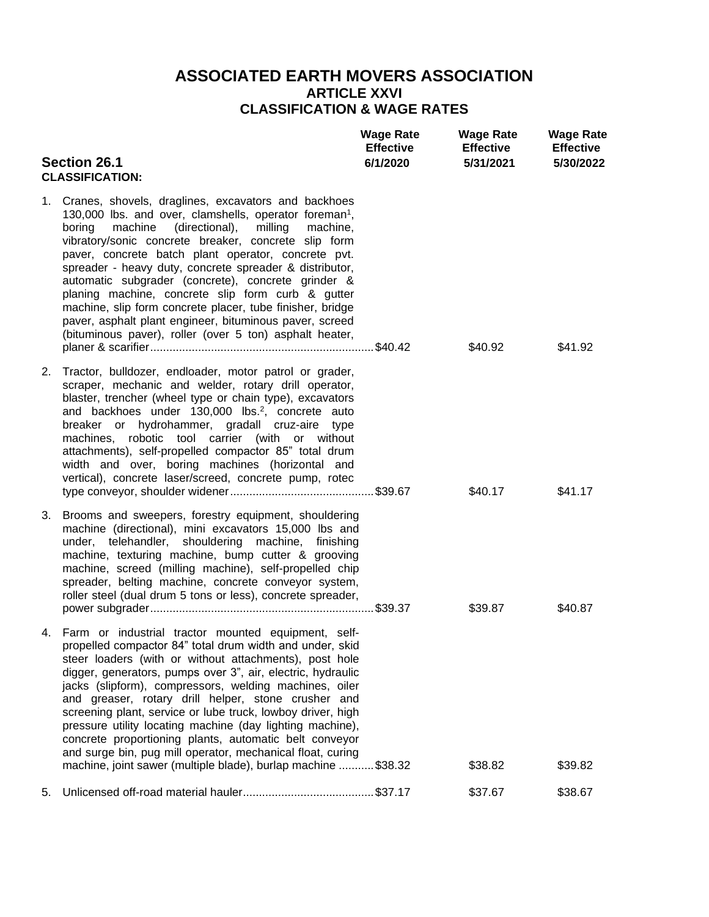# ASSOCIATED EARTH MOVERS ASSOCIATION
## ARTICLE XXVI
## CLASSIFICATION & WAGE RATES

| Section 26.1 CLASSIFICATION: | Wage Rate Effective 6/1/2020 | Wage Rate Effective 5/31/2021 | Wage Rate Effective 5/30/2022 |
|---|---|---|---|
| 1. Cranes, shovels, draglines, excavators and backhoes 130,000 lbs. and over, clamshells, operator foreman[1], boring machine (directional), milling machine, vibratory/sonic concrete breaker, concrete slip form paver, concrete batch plant operator, concrete pvt. spreader - heavy duty, concrete spreader & distributor, automatic subgrader (concrete), concrete grinder & planing machine, concrete slip form curb & gutter machine, slip form concrete placer, tube finisher, bridge paver, asphalt plant engineer, bituminous paver, screed (bituminous paver), roller (over 5 ton) asphalt heater, planer & scarifier | $40.42 | $40.92 | $41.92 |
| 2. Tractor, bulldozer, endloader, motor patrol or grader, scraper, mechanic and welder, rotary drill operator, blaster, trencher (wheel type or chain type), excavators and backhoes under 130,000 lbs.[2], concrete auto breaker or hydrohammer, gradall cruz-aire type machines, robotic tool carrier (with or without attachments), self-propelled compactor 85" total drum width and over, boring machines (horizontal and vertical), concrete laser/screed, concrete pump, rotec type conveyor, shoulder widener | $39.67 | $40.17 | $41.17 |
| 3. Brooms and sweepers, forestry equipment, shouldering machine (directional), mini excavators 15,000 lbs and under, telehandler, shouldering machine, finishing machine, texturing machine, bump cutter & grooving machine, screed (milling machine), self-propelled chip spreader, belting machine, concrete conveyor system, roller steel (dual drum 5 tons or less), concrete spreader, power subgrader | $39.37 | $39.87 | $40.87 |
| 4. Farm or industrial tractor mounted equipment, self-propelled compactor 84" total drum width and under, skid steer loaders (with or without attachments), post hole digger, generators, pumps over 3", air, electric, hydraulic jacks (slipform), compressors, welding machines, oiler and greaser, rotary drill helper, stone crusher and screening plant, service or lube truck, lowboy driver, high pressure utility locating machine (day lighting machine), concrete proportioning plants, automatic belt conveyor and surge bin, pug mill operator, mechanical float, curing machine, joint sawer (multiple blade), burlap machine | $38.32 | $38.82 | $39.82 |
| 5. Unlicensed off-road material hauler | $37.17 | $37.67 | $38.67 |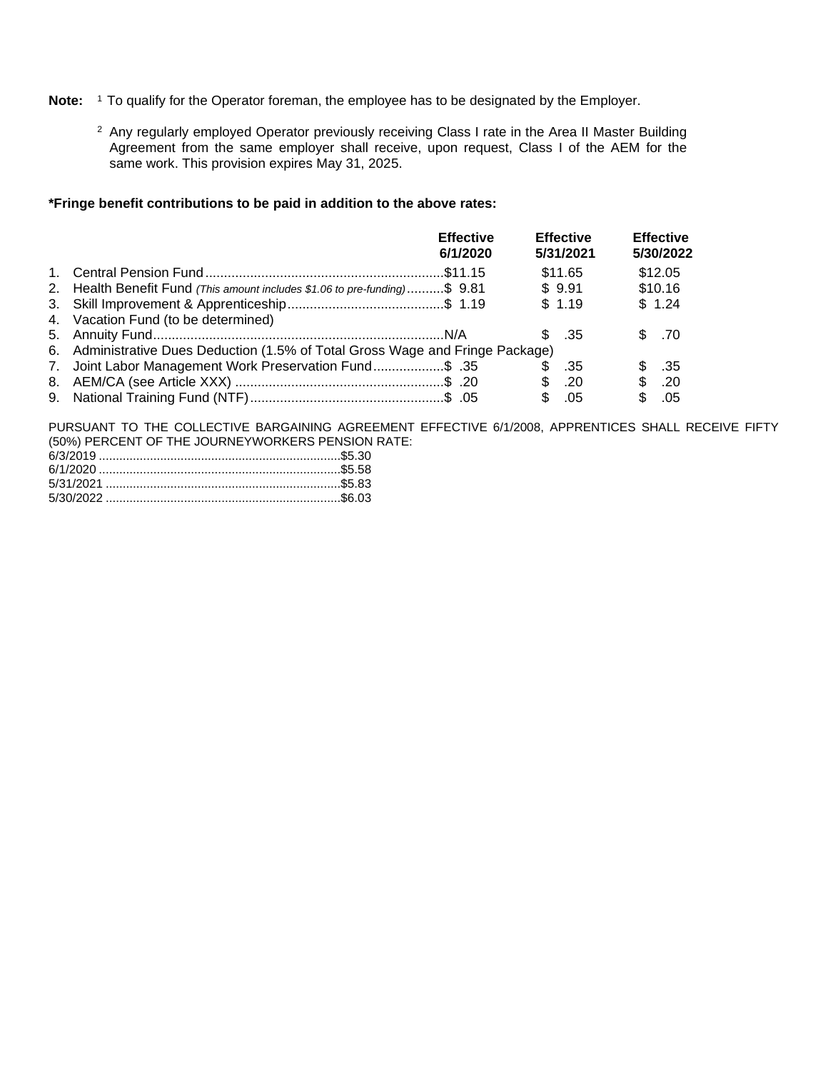**Note:** [1] To qualify for the Operator foreman, the employee has to be designated by the Employer.

[2] Any regularly employed Operator previously receiving Class I rate in the Area II Master Building Agreement from the same employer shall receive, upon request, Class I of the AEM for the same work. This provision expires May 31, 2025.

**\*Fringe benefit contributions to be paid in addition to the above rates:**

| | **Effective 6/1/2020** | **Effective 5/31/2021** | **Effective 5/30/2022** |
|---|---|---|---|
| 1. Central Pension Fund | $11.15 | $11.65 | $12.05 |
| 2. Health Benefit Fund *(This amount includes $1.06 to pre-funding)* | $ 9.81 | $ 9.91 | $10.16 |
| 3. Skill Improvement & Apprenticeship | $ 1.19 | $ 1.19 | $ 1.24 |
| 4. Vacation Fund (to be determined) | | | |
| 5. Annuity Fund | N/A | $ .35 | $ .70 |
| 6. Administrative Dues Deduction (1.5% of Total Gross Wage and Fringe Package) | | | |
| 7. Joint Labor Management Work Preservation Fund | $ .35 | $ .35 | $ .35 |
| 8. AEM/CA (see Article XXX) | $ .20 | $ .20 | $ .20 |
| 9. National Training Fund (NTF) | $ .05 | $ .05 | $ .05 |

PURSUANT TO THE COLLECTIVE BARGAINING AGREEMENT EFFECTIVE 6/1/2008, APPRENTICES SHALL RECEIVE FIFTY (50%) PERCENT OF THE JOURNEYWORKERS PENSION RATE:

6/3/2019 ........................................ $5.30
6/1/2020 ........................................ $5.58
5/31/2021 ...................................... $5.83
5/30/2022 ...................................... $6.03